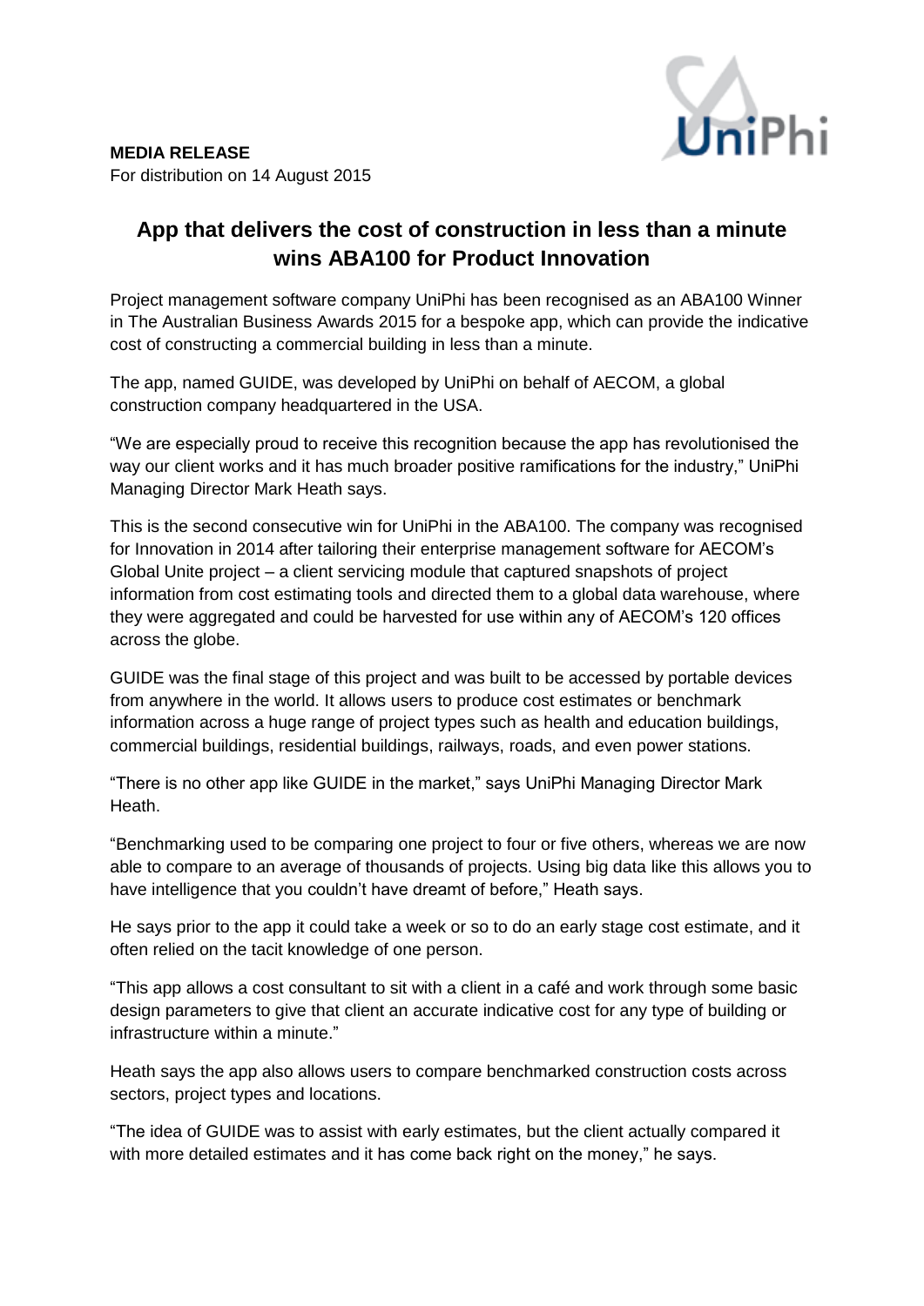**MEDIA RELEASE**
For distribution on 14 August 2015

# App that delivers the cost of construction in less than a minute wins ABA100 for Product Innovation

Project management software company UniPhi has been recognised as an ABA100 Winner in The Australian Business Awards 2015 for a bespoke app, which can provide the indicative cost of constructing a commercial building in less than a minute.

The app, named GUIDE, was developed by UniPhi on behalf of AECOM, a global construction company headquartered in the USA.

"We are especially proud to receive this recognition because the app has revolutionised the way our client works and it has much broader positive ramifications for the industry," UniPhi Managing Director Mark Heath says.

This is the second consecutive win for UniPhi in the ABA100. The company was recognised for Innovation in 2014 after tailoring their enterprise management software for AECOM's Global Unite project – a client servicing module that captured snapshots of project information from cost estimating tools and directed them to a global data warehouse, where they were aggregated and could be harvested for use within any of AECOM's 120 offices across the globe.

GUIDE was the final stage of this project and was built to be accessed by portable devices from anywhere in the world. It allows users to produce cost estimates or benchmark information across a huge range of project types such as health and education buildings, commercial buildings, residential buildings, railways, roads, and even power stations.

"There is no other app like GUIDE in the market," says UniPhi Managing Director Mark Heath.

"Benchmarking used to be comparing one project to four or five others, whereas we are now able to compare to an average of thousands of projects. Using big data like this allows you to have intelligence that you couldn't have dreamt of before," Heath says.

He says prior to the app it could take a week or so to do an early stage cost estimate, and it often relied on the tacit knowledge of one person.

"This app allows a cost consultant to sit with a client in a café and work through some basic design parameters to give that client an accurate indicative cost for any type of building or infrastructure within a minute."

Heath says the app also allows users to compare benchmarked construction costs across sectors, project types and locations.

"The idea of GUIDE was to assist with early estimates, but the client actually compared it with more detailed estimates and it has come back right on the money," he says.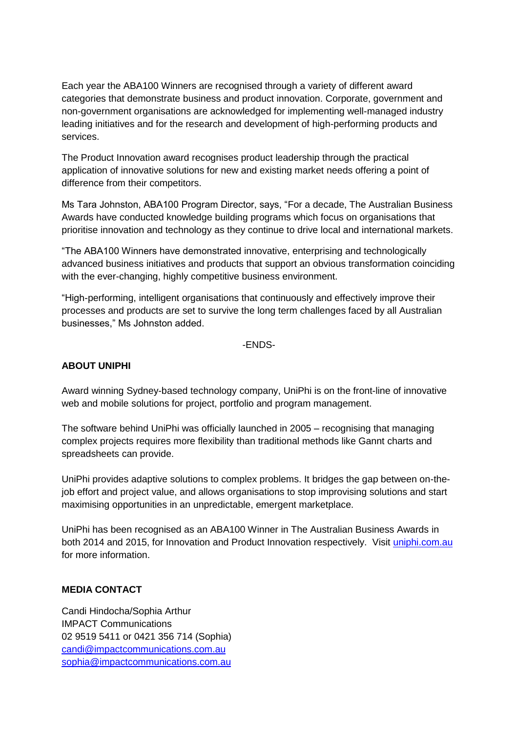Each year the ABA100 Winners are recognised through a variety of different award categories that demonstrate business and product innovation. Corporate, government and non-government organisations are acknowledged for implementing well-managed industry leading initiatives and for the research and development of high-performing products and services.

The Product Innovation award recognises product leadership through the practical application of innovative solutions for new and existing market needs offering a point of difference from their competitors.

Ms Tara Johnston, ABA100 Program Director, says, "For a decade, The Australian Business Awards have conducted knowledge building programs which focus on organisations that prioritise innovation and technology as they continue to drive local and international markets.

"The ABA100 Winners have demonstrated innovative, enterprising and technologically advanced business initiatives and products that support an obvious transformation coinciding with the ever-changing, highly competitive business environment.

"High-performing, intelligent organisations that continuously and effectively improve their processes and products are set to survive the long term challenges faced by all Australian businesses," Ms Johnston added.

-ENDS-

**ABOUT UNIPHI**

Award winning Sydney-based technology company, UniPhi is on the front-line of innovative web and mobile solutions for project, portfolio and program management.

The software behind UniPhi was officially launched in 2005 – recognising that managing complex projects requires more flexibility than traditional methods like Gannt charts and spreadsheets can provide.

UniPhi provides adaptive solutions to complex problems. It bridges the gap between on-the-job effort and project value, and allows organisations to stop improvising solutions and start maximising opportunities in an unpredictable, emergent marketplace.

UniPhi has been recognised as an ABA100 Winner in The Australian Business Awards in both 2014 and 2015, for Innovation and Product Innovation respectively. Visit [uniphi.com.au](uniphi.com.au) for more information.

**MEDIA CONTACT**

Candi Hindocha/Sophia Arthur
IMPACT Communications
02 9519 5411 or 0421 356 714 (Sophia)
candi@impactcommunications.com.au
sophia@impactcommunications.com.au